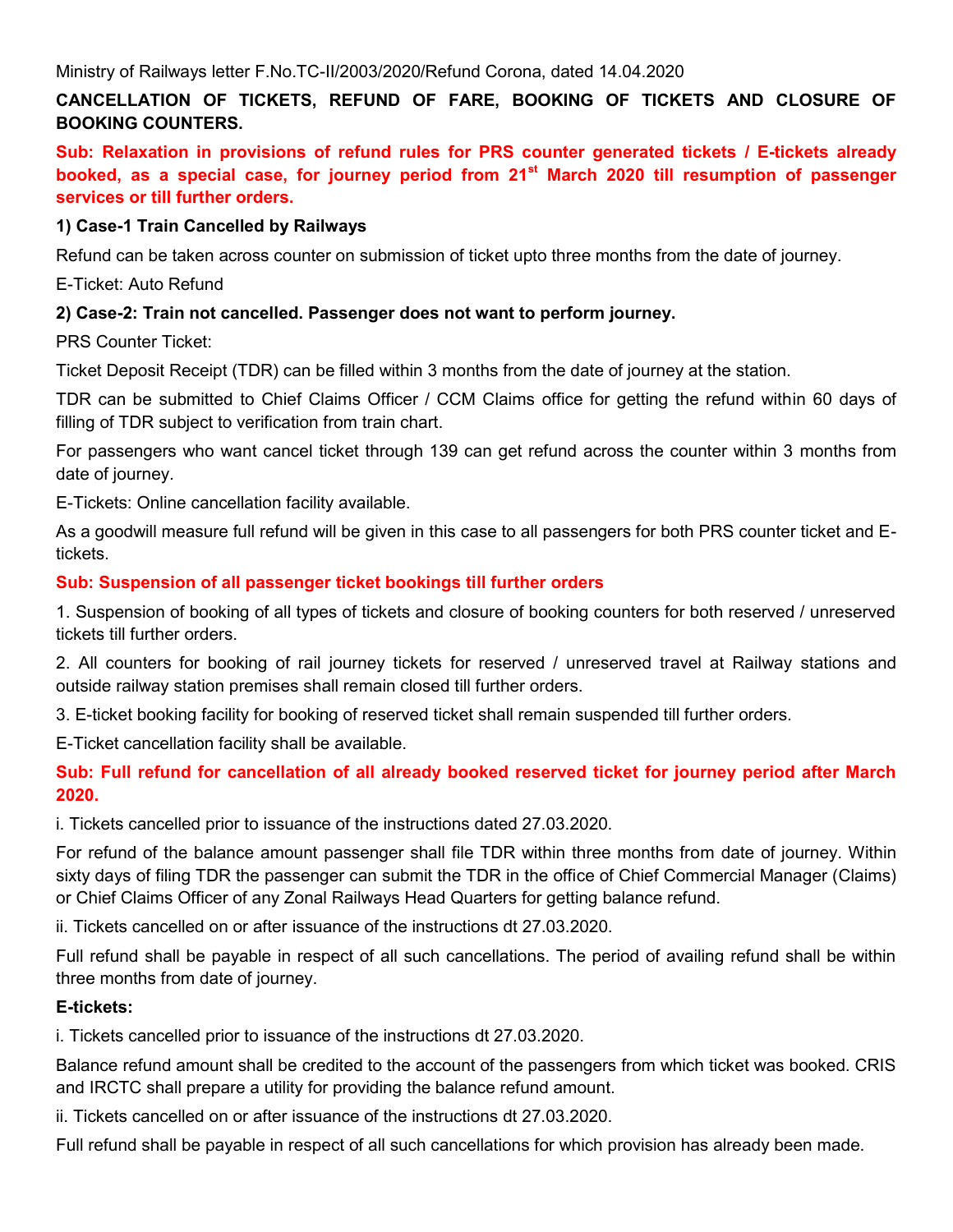Ministry of Railways letter F.No.TC-II/2003/2020/Refund Corona, dated 14.04.2020

**CANCELLATION OF TICKETS, REFUND OF FARE, BOOKING OF TICKETS AND CLOSURE OF BOOKING COUNTERS.**

**Sub: Relaxation in provisions of refund rules for PRS counter generated tickets / E-tickets already booked, as a special case, for journey period from 21st March 2020 till resumption of passenger services or till further orders.**

**1) Case-1 Train Cancelled by Railways**

Refund can be taken across counter on submission of ticket upto three months from the date of journey.

E-Ticket: Auto Refund

**2) Case-2: Train not cancelled. Passenger does not want to perform journey.**

PRS Counter Ticket:

Ticket Deposit Receipt (TDR) can be filled within 3 months from the date of journey at the station.

TDR can be submitted to Chief Claims Officer / CCM Claims office for getting the refund within 60 days of filling of TDR subject to verification from train chart.

For passengers who want cancel ticket through 139 can get refund across the counter within 3 months from date of journey.

E-Tickets: Online cancellation facility available.

As a goodwill measure full refund will be given in this case to all passengers for both PRS counter ticket and E-tickets.

**Sub: Suspension of all passenger ticket bookings till further orders**

1. Suspension of booking of all types of tickets and closure of booking counters for both reserved / unreserved tickets till further orders.

2. All counters for booking of rail journey tickets for reserved / unreserved travel at Railway stations and outside railway station premises shall remain closed till further orders.

3. E-ticket booking facility for booking of reserved ticket shall remain suspended till further orders.

E-Ticket cancellation facility shall be available.

**Sub: Full refund for cancellation of all already booked reserved ticket for journey period after March 2020.**

i. Tickets cancelled prior to issuance of the instructions dated 27.03.2020.

For refund of the balance amount passenger shall file TDR within three months from date of journey. Within sixty days of filing TDR the passenger can submit the TDR in the office of Chief Commercial Manager (Claims) or Chief Claims Officer of any Zonal Railways Head Quarters for getting balance refund.

ii. Tickets cancelled on or after issuance of the instructions dt 27.03.2020.

Full refund shall be payable in respect of all such cancellations. The period of availing refund shall be within three months from date of journey.

**E-tickets:**

i. Tickets cancelled prior to issuance of the instructions dt 27.03.2020.

Balance refund amount shall be credited to the account of the passengers from which ticket was booked. CRIS and IRCTC shall prepare a utility for providing the balance refund amount.

ii. Tickets cancelled on or after issuance of the instructions dt 27.03.2020.

Full refund shall be payable in respect of all such cancellations for which provision has already been made.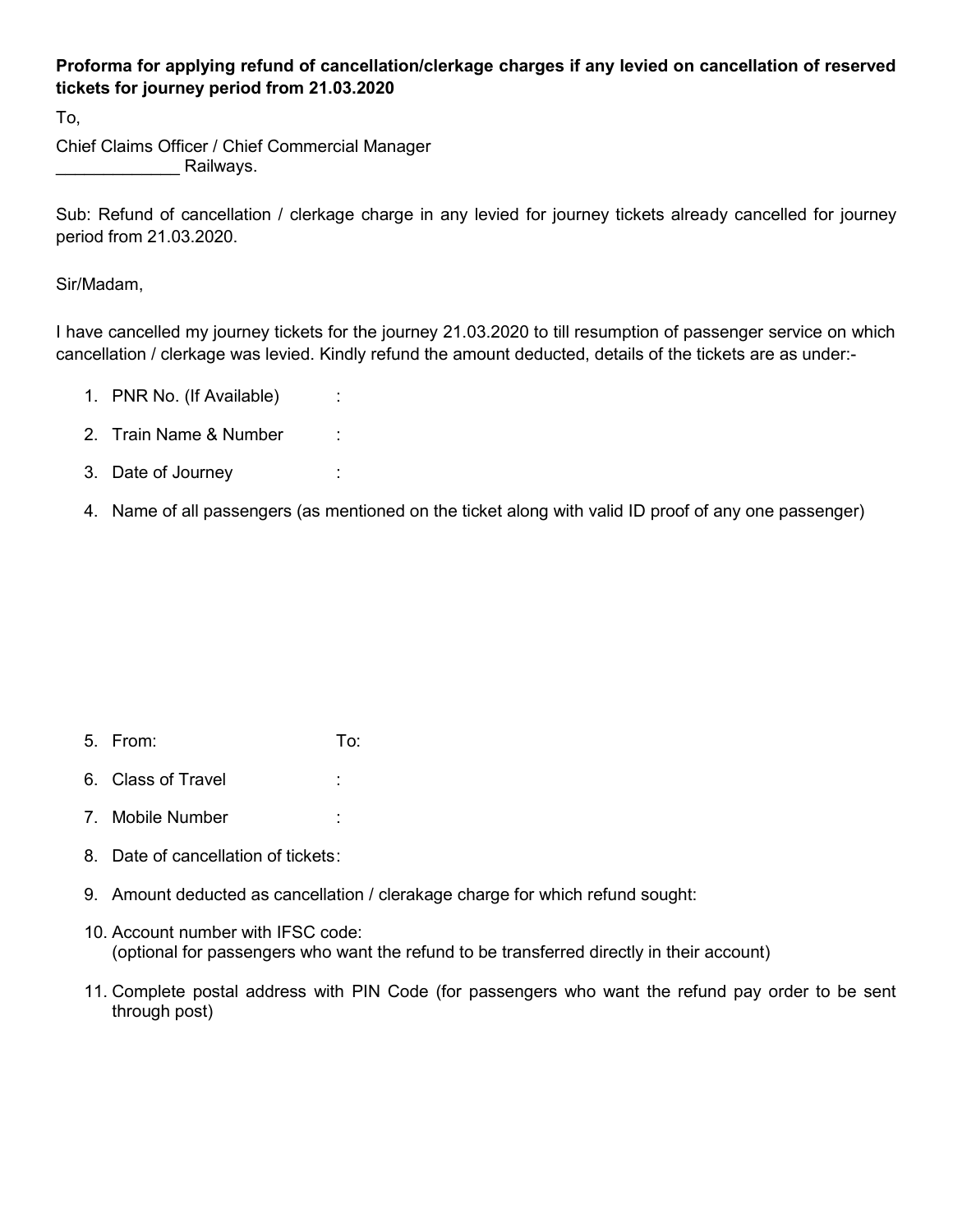**Proforma for applying refund of cancellation/clerkage charges if any levied on cancellation of reserved tickets for journey period from 21.03.2020**

To,

Chief Claims Officer / Chief Commercial Manager
_____________ Railways.

Sub: Refund of cancellation / clerkage charge in any levied for journey tickets already cancelled for journey period from 21.03.2020.

Sir/Madam,

I have cancelled my journey tickets for the journey 21.03.2020 to till resumption of passenger service on which cancellation / clerkage was levied. Kindly refund the amount deducted, details of the tickets are as under:-

1. PNR No. (If Available) :
2. Train Name & Number :
3. Date of Journey :
4. Name of all passengers (as mentioned on the ticket along with valid ID proof of any one passenger)

5. From: To:
6. Class of Travel :
7. Mobile Number :
8. Date of cancellation of tickets:
9. Amount deducted as cancellation / clerakage charge for which refund sought:
10. Account number with IFSC code:
    (optional for passengers who want the refund to be transferred directly in their account)
11. Complete postal address with PIN Code (for passengers who want the refund pay order to be sent through post)